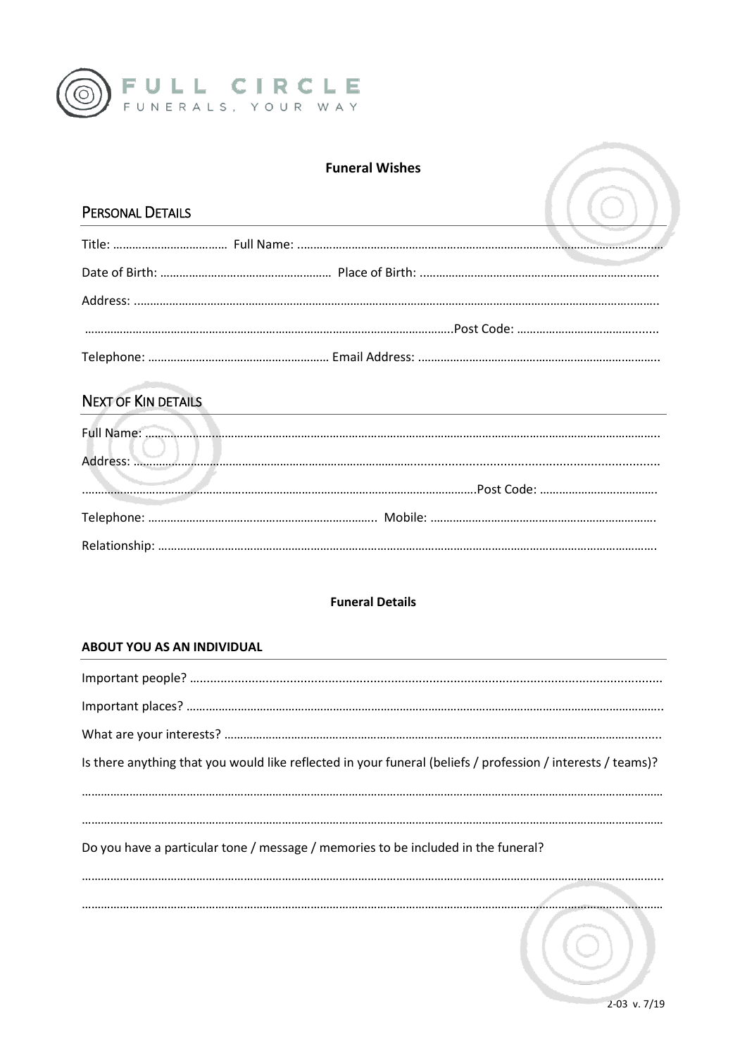FULL CIRCLE
FUNERALS, YOUR WAY

## Funeral Wishes

### PERSONAL DETAILS

Title: ……………………………… Full Name: ……………………………………………………………………………………………………

Date of Birth: ……………………………………………… Place of Birth: ………………………………………………………………….

Address: ……………………………………………………………………………………………………………………………………….

……………………………………………………………………………………………….Post Code: …………………………………….

Telephone: ………………………………………………… Email Address: ………………………………………………………………….

### NEXT OF KIN DETAILS

Full Name: ……………………………………………………………………………………………………………………………………….

Address: ……………………………………………………………………………………………………………………………………….

……………………………………………………………………………………………………….Post Code: ……………………………….

Telephone: ……………………………………………………………….. Mobile: ……………………………………………………………….

Relationship: ……………………………………………………………………………………………………………………………………….

## Funeral Details

### ABOUT YOU AS AN INDIVIDUAL

Important people? ……………………………………………………………………………………………………………………………….

Important places? ……………………………………………………………………………………………………………………………….

What are your interests? ……………………………………………………………………………………………………………………….

Is there anything that you would like reflected in your funeral (beliefs / profession / interests / teams)?

……………………………………………………………………………………………………………………………………………………….

……………………………………………………………………………………………………………………………………………………….

Do you have a particular tone / message / memories to be included in the funeral?

……………………………………………………………………………………………………………………………………………………….

……………………………………………………………………………………………………………………………………………………….

2-03 v. 7/19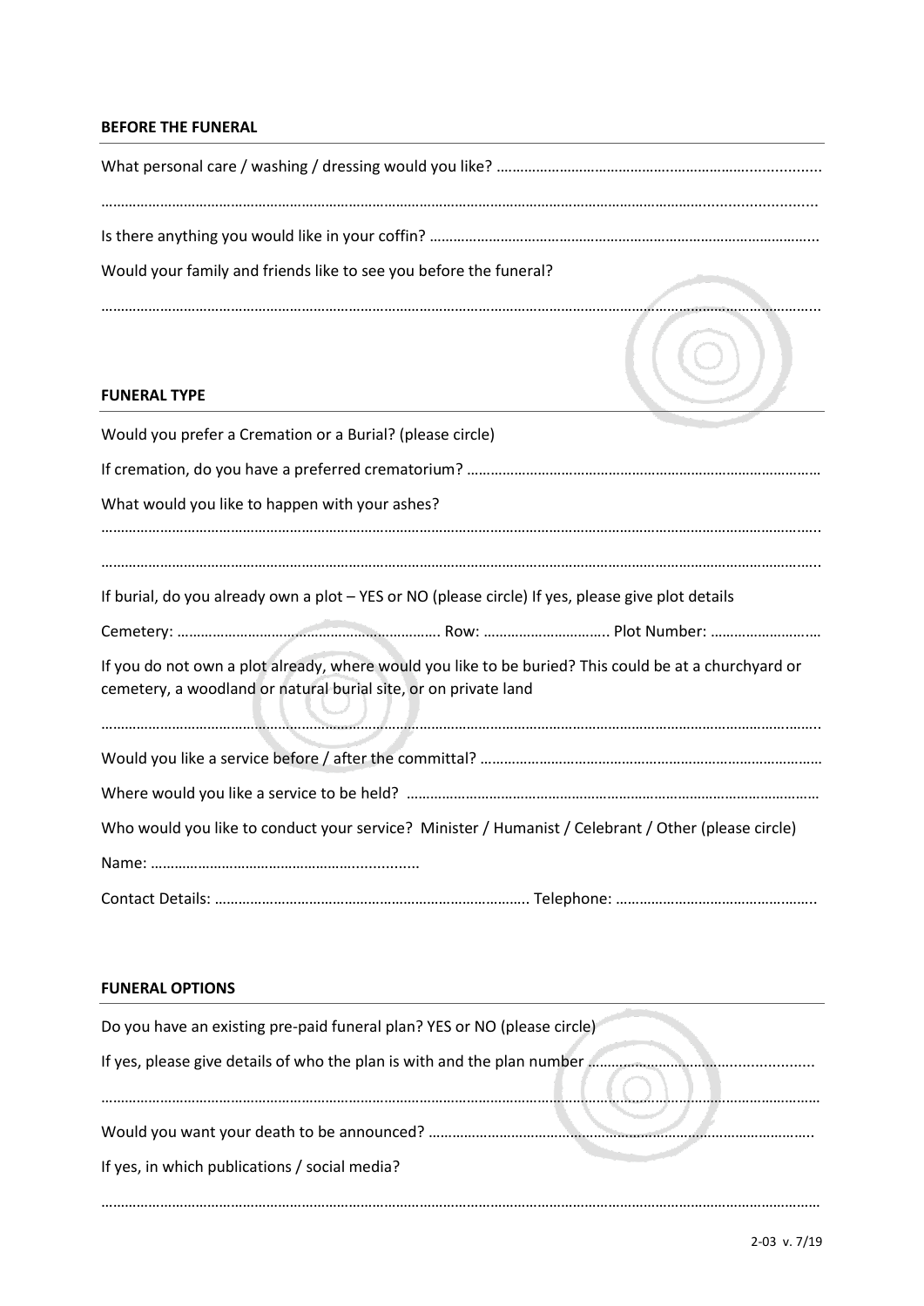## BEFORE THE FUNERAL

What personal care / washing / dressing would you like? ……………………………………………………………………………

……………………………………………………………………………………………………………………………………………………

Is there anything you would like in your coffin? ……………………………………………………………………………………

Would your family and friends like to see you before the funeral?

……………………………………………………………………………………………………………………………………………………

## FUNERAL TYPE

Would you prefer a Cremation or a Burial? (please circle)

If cremation, do you have a preferred crematorium? ……………………………………………………………………………

What would you like to happen with your ashes?

……………………………………………………………………………………………………………………………………………………

……………………………………………………………………………………………………………………………………………………

If burial, do you already own a plot – YES or NO (please circle) If yes, please give plot details

Cemetery: ……………………………………………………………. Row: ………………………….. Plot Number: ………………………

If you do not own a plot already, where would you like to be buried? This could be at a churchyard or cemetery, a woodland or natural burial site, or on private land

……………………………………………………………………………………………………………………………………………………

Would you like a service before / after the committal? …………………………………………………………………………

Where would you like a service to be held? ………………………………………………………………………………………

Who would you like to conduct your service? Minister / Humanist / Celebrant / Other (please circle)

Name: ……………………………………………………………

Contact Details: ……………………………………………………………………. Telephone: …………………………………………

## FUNERAL OPTIONS

Do you have an existing pre-paid funeral plan? YES or NO (please circle)

If yes, please give details of who the plan is with and the plan number ………………………………………………

……………………………………………………………………………………………………………………………………………………

Would you want your death to be announced? ……………………………………………………………………………………

If yes, in which publications / social media?

……………………………………………………………………………………………………………………………………………………

2-03 v. 7/19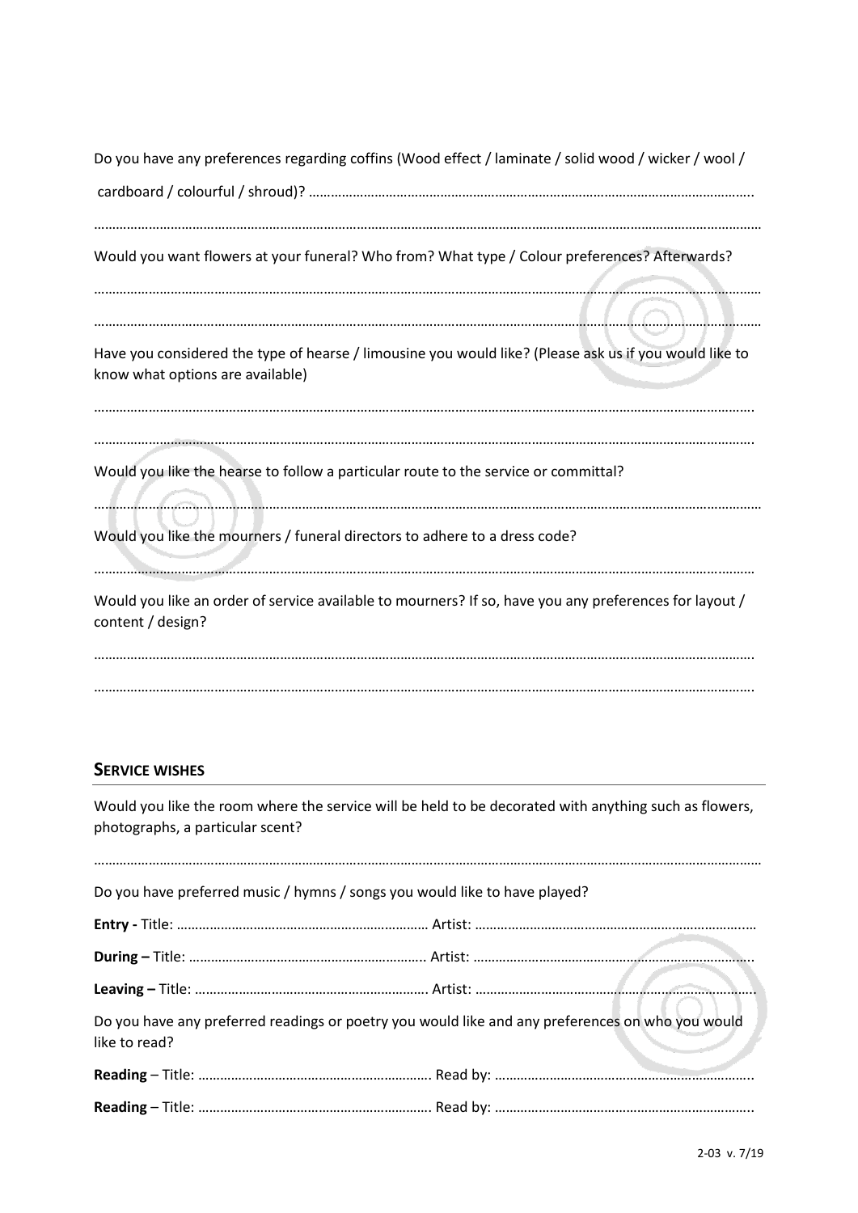Do you have any preferences regarding coffins (Wood effect / laminate / solid wood / wicker / wool / cardboard / colourful / shroud)? ……………………………………………………………………………………………………….

…………………………………………………………………………………………………………………………………………………………

Would you want flowers at your funeral? Who from? What type / Colour preferences? Afterwards?

…………………………………………………………………………………………………………………………………………………………

…………………………………………………………………………………………………………………………………………………………

Have you considered the type of hearse / limousine you would like? (Please ask us if you would like to know what options are available)

…………………………………………………………………………………………………………………………………………………………

…………………………………………………………………………………………………………………………………………………………

Would you like the hearse to follow a particular route to the service or committal?

…………………………………………………………………………………………………………………………………………………………

Would you like the mourners / funeral directors to adhere to a dress code?

…………………………………………………………………………………………………………………………………………………………

Would you like an order of service available to mourners? If so, have you any preferences for layout / content / design?

…………………………………………………………………………………………………………………………………………………………

…………………………………………………………………………………………………………………………………………………………

## SERVICE WISHES

Would you like the room where the service will be held to be decorated with anything such as flowers, photographs, a particular scent?

…………………………………………………………………………………………………………………………………………………………

Do you have preferred music / hymns / songs you would like to have played?

**Entry -** Title: …………………………………………………………… Artist: ……………………………………………………………………

**During –** Title: ………………………………………………………… Artist: ……………………………………………………………………

**Leaving –** Title: ………………………………………………………. Artist: ……………………………………………………………………

Do you have any preferred readings or poetry you would like and any preferences on who you would like to read?

**Reading** – Title: ………………………………………………………. Read by: ……………………………………………………………

**Reading** – Title: ………………………………………………………. Read by: ……………………………………………………………

2-03 v. 7/19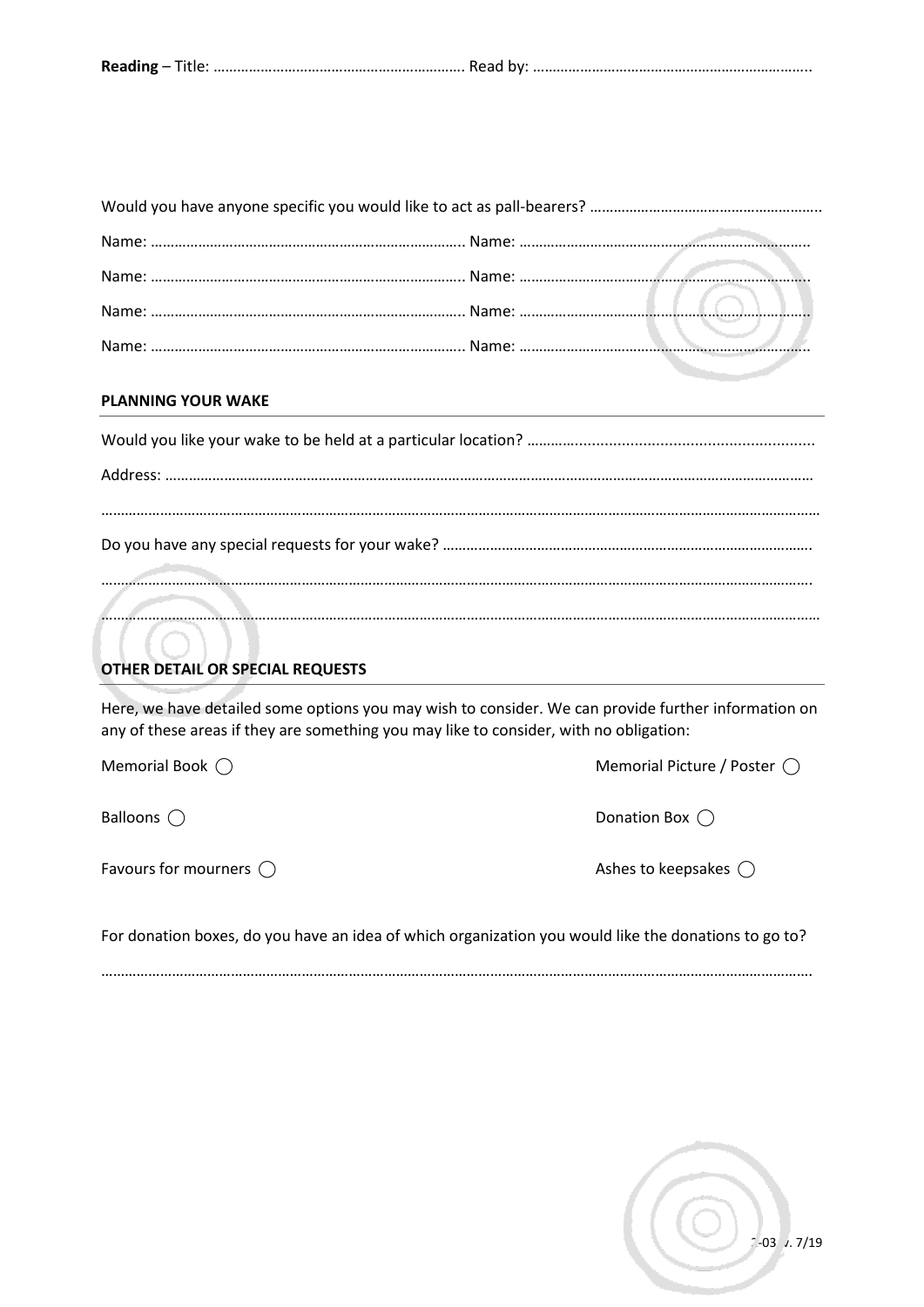**Reading** – Title: ……………………………………………………… Read by: ……………………………………………………………..

Would you have anyone specific you would like to act as pall-bearers? …………………………………………………..

Name: …………………………………………………………………….. Name: ……………………………………………………………….

Name: …………………………………………………………………….. Name: ……………………………………………………………….

Name: …………………………………………………………………….. Name: ……………………………………………………………….

Name: …………………………………………………………………….. Name: ……………………………………………………………….

## PLANNING YOUR WAKE

Would you like your wake to be held at a particular location? ……………………………………………………………

Address: ……………………………………………………………………………………………………………………………………………

……………………………………………………………………………………………………………………………………………………………

Do you have any special requests for your wake? ………………………………………………………………………………….

……………………………………………………………………………………………………………………………………………………………

……………………………………………………………………………………………………………………………………………………………

## OTHER DETAIL OR SPECIAL REQUESTS

Here, we have detailed some options you may wish to consider. We can provide further information on any of these areas if they are something you may like to consider, with no obligation:

Memorial Book ◯

Memorial Picture / Poster ◯

Balloons ◯

Donation Box ◯

Favours for mourners ◯

Ashes to keepsakes ◯

For donation boxes, do you have an idea of which organization you would like the donations to go to?

……………………………………………………………………………………………………………………………………………………………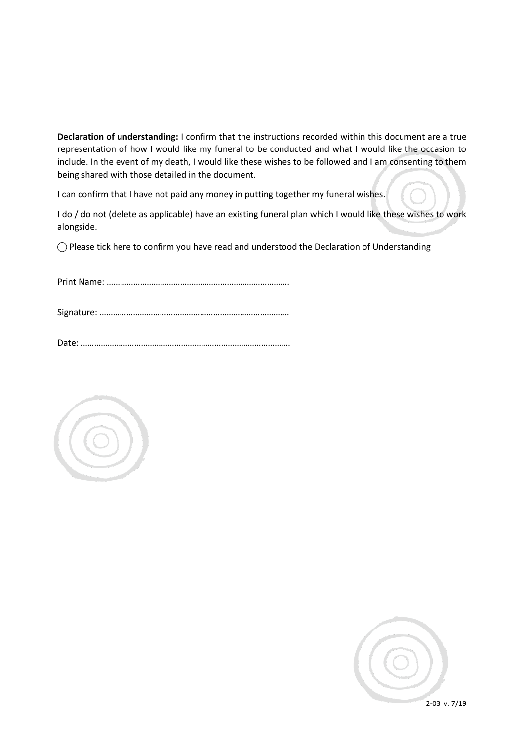**Declaration of understanding:** I confirm that the instructions recorded within this document are a true representation of how I would like my funeral to be conducted and what I would like the occasion to include. In the event of my death, I would like these wishes to be followed and I am consenting to them being shared with those detailed in the document.

I can confirm that I have not paid any money in putting together my funeral wishes.

I do / do not (delete as applicable) have an existing funeral plan which I would like these wishes to work alongside.

◯ Please tick here to confirm you have read and understood the Declaration of Understanding

Print Name: ……………………………………………………………………….

Signature: ………………………………………………………………………….

Date: …………………………………………………………………………………..

2-03 v. 7/19